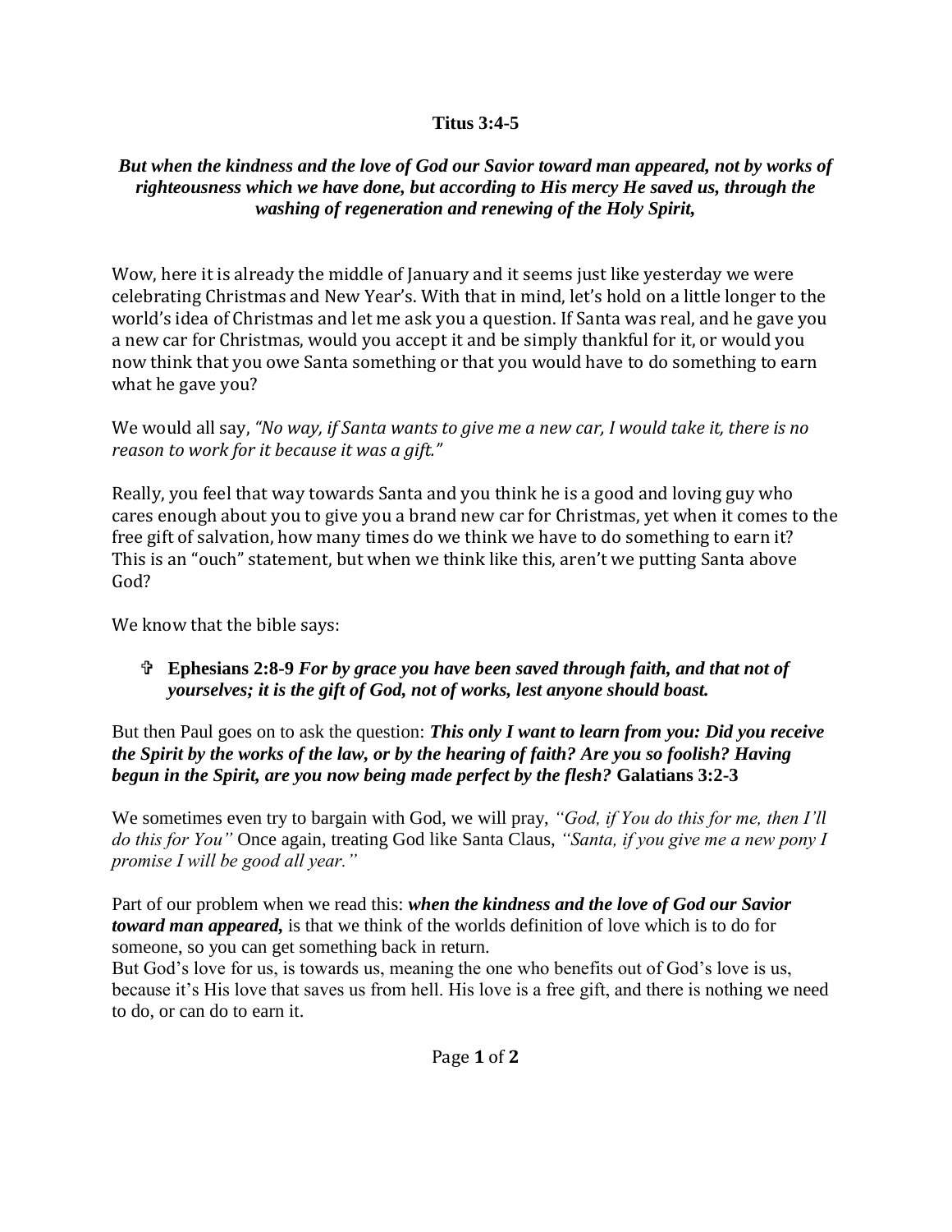**Titus 3:4-5**

***But when the kindness and the love of God our Savior toward man appeared, not by works of righteousness which we have done, but according to His mercy He saved us, through the washing of regeneration and renewing of the Holy Spirit,***

Wow, here it is already the middle of January and it seems just like yesterday we were celebrating Christmas and New Year's. With that in mind, let's hold on a little longer to the world's idea of Christmas and let me ask you a question. If Santa was real, and he gave you a new car for Christmas, would you accept it and be simply thankful for it, or would you now think that you owe Santa something or that you would have to do something to earn what he gave you?

We would all say, *"No way, if Santa wants to give me a new car, I would take it, there is no reason to work for it because it was a gift."*

Really, you feel that way towards Santa and you think he is a good and loving guy who cares enough about you to give you a brand new car for Christmas, yet when it comes to the free gift of salvation, how many times do we think we have to do something to earn it? This is an "ouch" statement, but when we think like this, aren't we putting Santa above God?

We know that the bible says:

- ✞ **Ephesians 2:8-9** ***For by grace you have been saved through faith, and that not of yourselves; it is the gift of God, not of works, lest anyone should boast.***

But then Paul goes on to ask the question: ***This only I want to learn from you: Did you receive the Spirit by the works of the law, or by the hearing of faith? Are you so foolish? Having begun in the Spirit, are you now being made perfect by the flesh?*** **Galatians 3:2-3**

We sometimes even try to bargain with God, we will pray, *"God, if You do this for me, then I'll do this for You"* Once again, treating God like Santa Claus, *"Santa, if you give me a new pony I promise I will be good all year."*

Part of our problem when we read this: ***when the kindness and the love of God our Savior toward man appeared,*** is that we think of the worlds definition of love which is to do for someone, so you can get something back in return.

But God's love for us, is towards us, meaning the one who benefits out of God's love is us, because it's His love that saves us from hell. His love is a free gift, and there is nothing we need to do, or can do to earn it.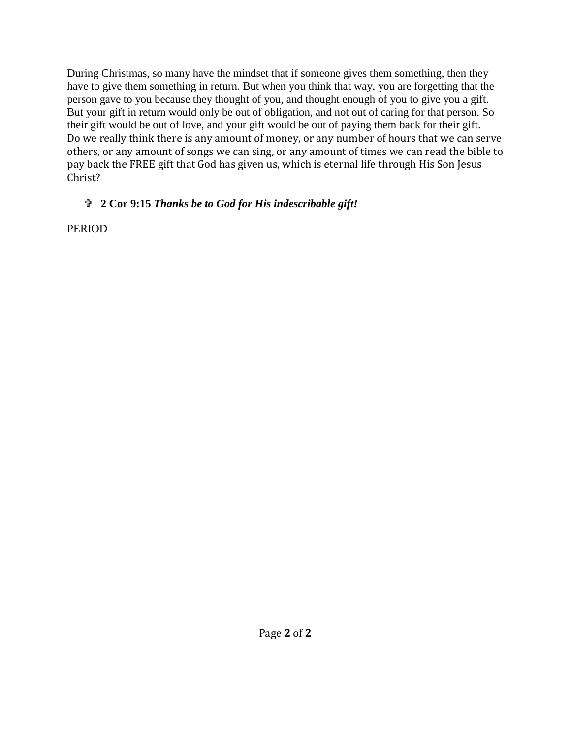During Christmas, so many have the mindset that if someone gives them something, then they have to give them something in return. But when you think that way, you are forgetting that the person gave to you because they thought of you, and thought enough of you to give you a gift. But your gift in return would only be out of obligation, and not out of caring for that person. So their gift would be out of love, and your gift would be out of paying them back for their gift. Do we really think there is any amount of money, or any number of hours that we can serve others, or any amount of songs we can sing, or any amount of times we can read the bible to pay back the FREE gift that God has given us, which is eternal life through His Son Jesus Christ?

- ✞ **2 Cor 9:15** ***Thanks be to God for His indescribable gift!***

PERIOD